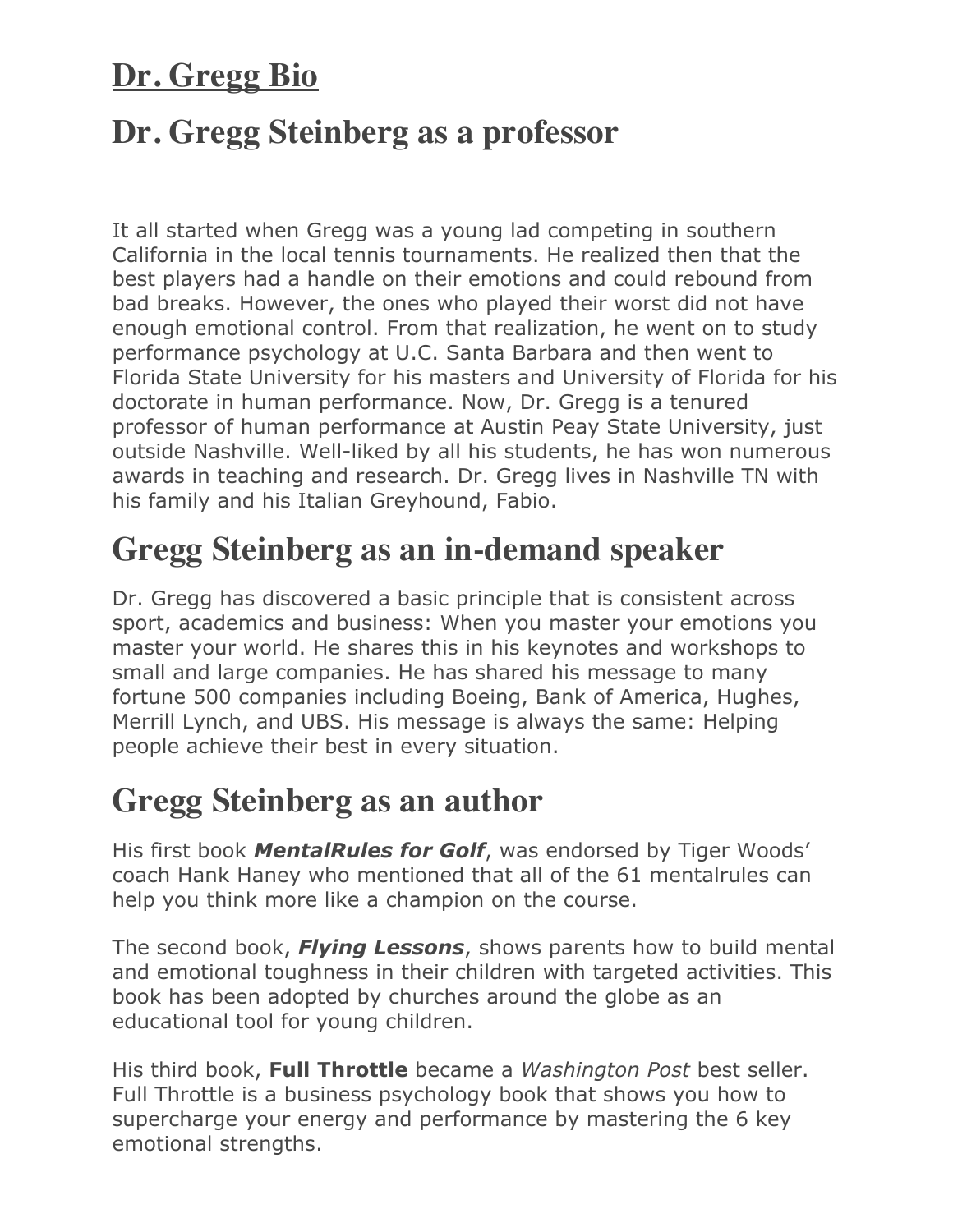# Dr. Gregg Bio

## Dr. Gregg Steinberg as a professor

It all started when Gregg was a young lad competing in southern California in the local tennis tournaments. He realized then that the best players had a handle on their emotions and could rebound from bad breaks. However, the ones who played their worst did not have enough emotional control. From that realization, he went on to study performance psychology at U.C. Santa Barbara and then went to Florida State University for his masters and University of Florida for his doctorate in human performance. Now, Dr. Gregg is a tenured professor of human performance at Austin Peay State University, just outside Nashville. Well-liked by all his students, he has won numerous awards in teaching and research. Dr. Gregg lives in Nashville TN with his family and his Italian Greyhound, Fabio.

## Gregg Steinberg as an in-demand speaker

Dr. Gregg has discovered a basic principle that is consistent across sport, academics and business: When you master your emotions you master your world. He shares this in his keynotes and workshops to small and large companies. He has shared his message to many fortune 500 companies including Boeing, Bank of America, Hughes, Merrill Lynch, and UBS. His message is always the same: Helping people achieve their best in every situation.

## Gregg Steinberg as an author

His first book ***MentalRules for Golf***, was endorsed by Tiger Woods' coach Hank Haney who mentioned that all of the 61 mentalrules can help you think more like a champion on the course.

The second book, ***Flying Lessons***, shows parents how to build mental and emotional toughness in their children with targeted activities. This book has been adopted by churches around the globe as an educational tool for young children.

His third book, **Full Throttle** became a *Washington Post* best seller. Full Throttle is a business psychology book that shows you how to supercharge your energy and performance by mastering the 6 key emotional strengths.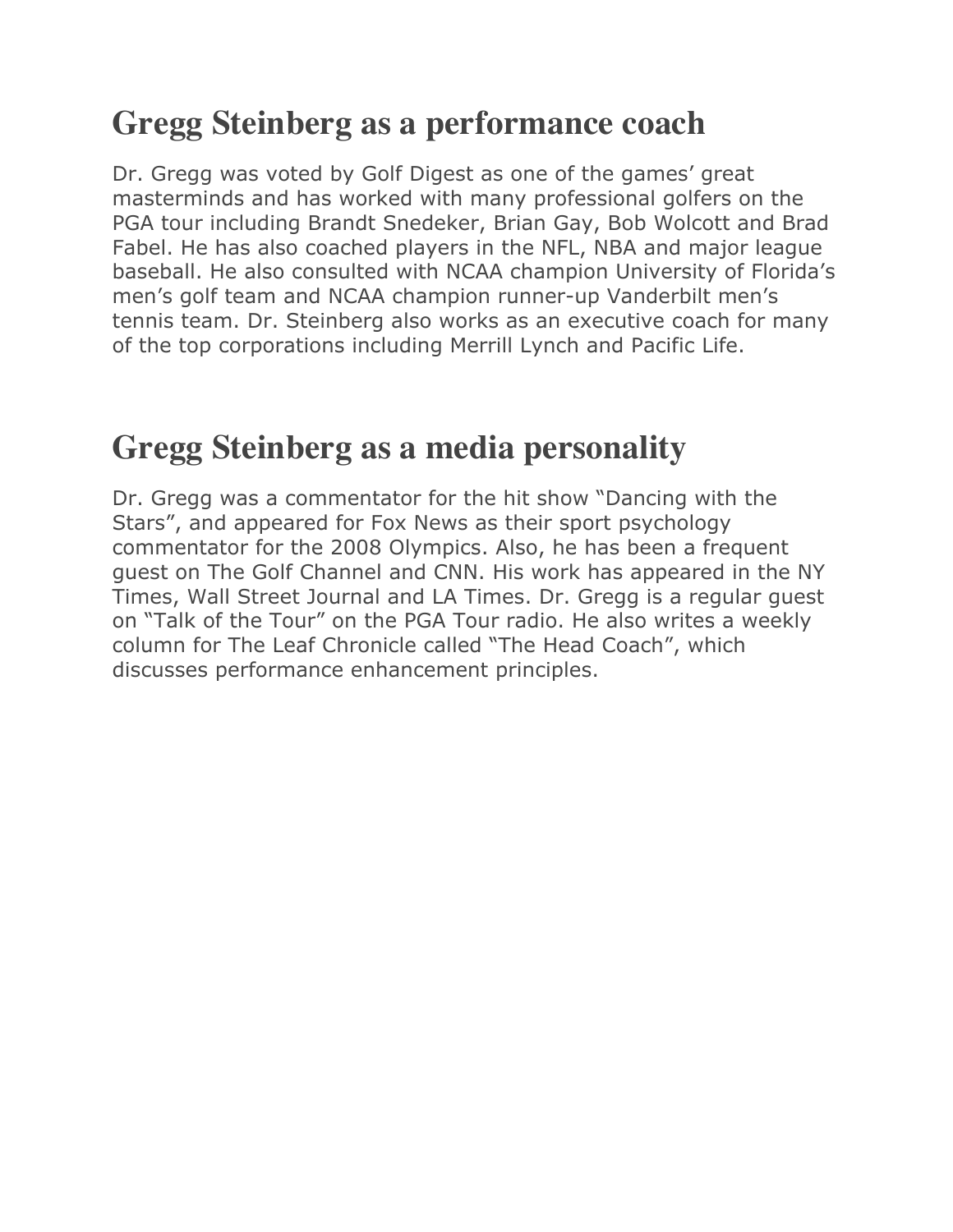## Gregg Steinberg as a performance coach

Dr. Gregg was voted by Golf Digest as one of the games' great masterminds and has worked with many professional golfers on the PGA tour including Brandt Snedeker, Brian Gay, Bob Wolcott and Brad Fabel. He has also coached players in the NFL, NBA and major league baseball. He also consulted with NCAA champion University of Florida's men's golf team and NCAA champion runner-up Vanderbilt men's tennis team. Dr. Steinberg also works as an executive coach for many of the top corporations including Merrill Lynch and Pacific Life.

## Gregg Steinberg as a media personality

Dr. Gregg was a commentator for the hit show "Dancing with the Stars", and appeared for Fox News as their sport psychology commentator for the 2008 Olympics. Also, he has been a frequent guest on The Golf Channel and CNN. His work has appeared in the NY Times, Wall Street Journal and LA Times. Dr. Gregg is a regular guest on "Talk of the Tour" on the PGA Tour radio. He also writes a weekly column for The Leaf Chronicle called "The Head Coach", which discusses performance enhancement principles.